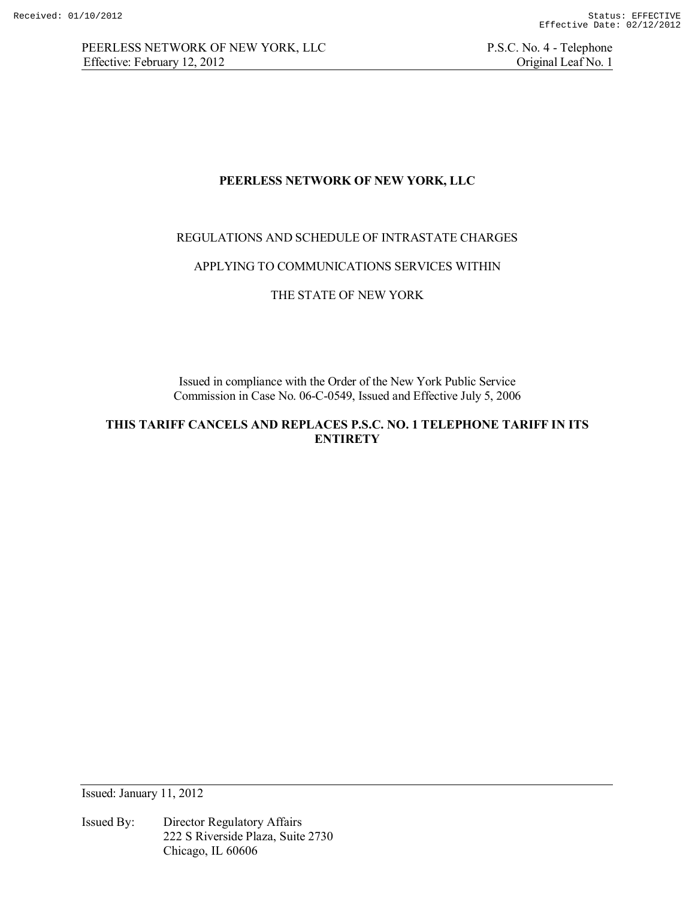# PEERLESS NETWORK OF NEW YORK, LLC

REGULATIONS AND SCHEDULE OF INTRASTATE CHARGES

APPLYING TO COMMUNICATIONS SERVICES WITHIN

THE STATE OF NEW YORK

Issued in compliance with the Order of the New York Public Service Commission in Case No. 06-C-0549, Issued and Effective July 5, 2006

**THIS TARIFF CANCELS AND REPLACES P.S.C. NO. 1 TELEPHONE TARIFF IN ITS ENTIRETY**

Issued: January 11, 2012

Issued By: Director Regulatory Affairs
222 S Riverside Plaza, Suite 2730
Chicago, IL 60606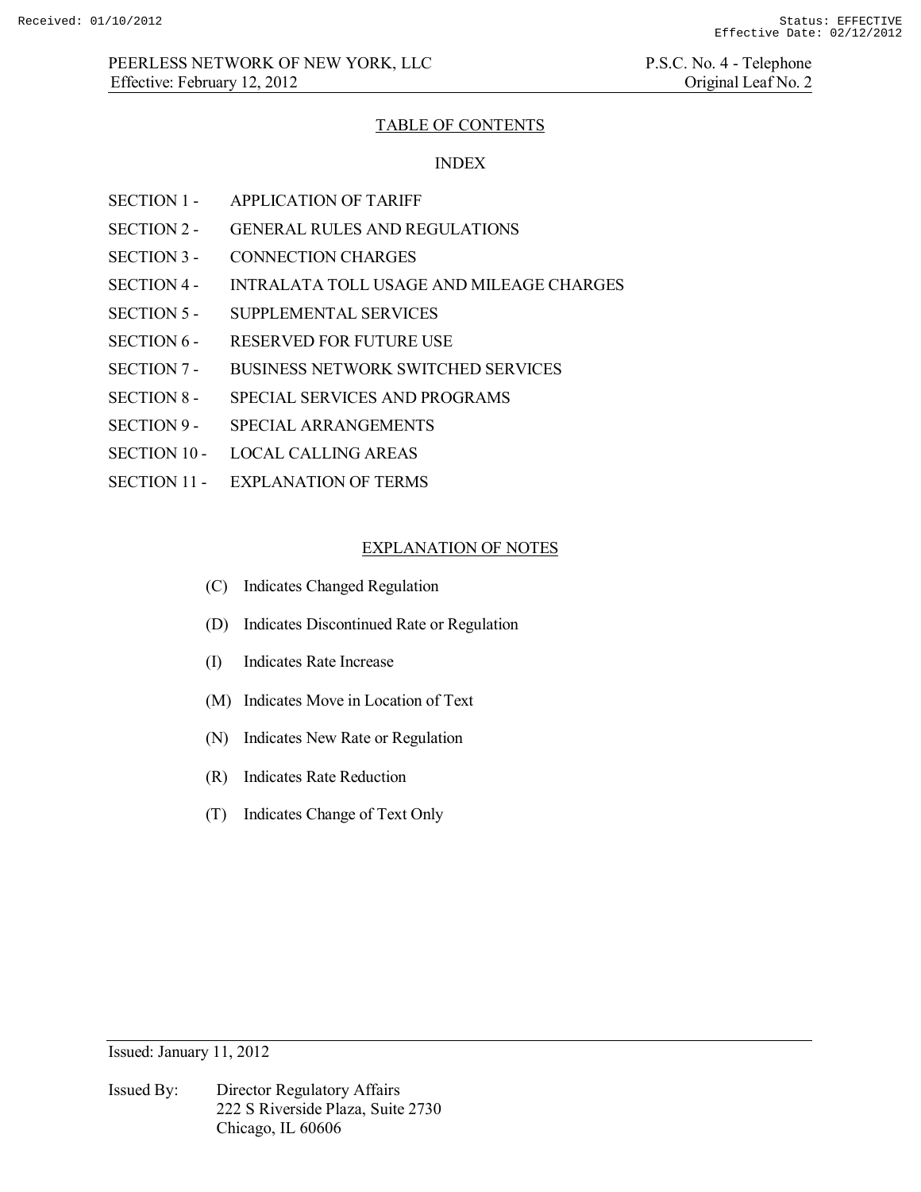## TABLE OF CONTENTS

### INDEX

SECTION 1 - APPLICATION OF TARIFF

SECTION 2 - GENERAL RULES AND REGULATIONS

SECTION 3 - CONNECTION CHARGES

SECTION 4 - INTRALATA TOLL USAGE AND MILEAGE CHARGES

SECTION 5 - SUPPLEMENTAL SERVICES

SECTION 6 - RESERVED FOR FUTURE USE

SECTION 7 - BUSINESS NETWORK SWITCHED SERVICES

SECTION 8 - SPECIAL SERVICES AND PROGRAMS

SECTION 9 - SPECIAL ARRANGEMENTS

SECTION 10 - LOCAL CALLING AREAS

SECTION 11 - EXPLANATION OF TERMS

### EXPLANATION OF NOTES

(C) Indicates Changed Regulation

(D) Indicates Discontinued Rate or Regulation

(I) Indicates Rate Increase

(M) Indicates Move in Location of Text

(N) Indicates New Rate or Regulation

(R) Indicates Rate Reduction

(T) Indicates Change of Text Only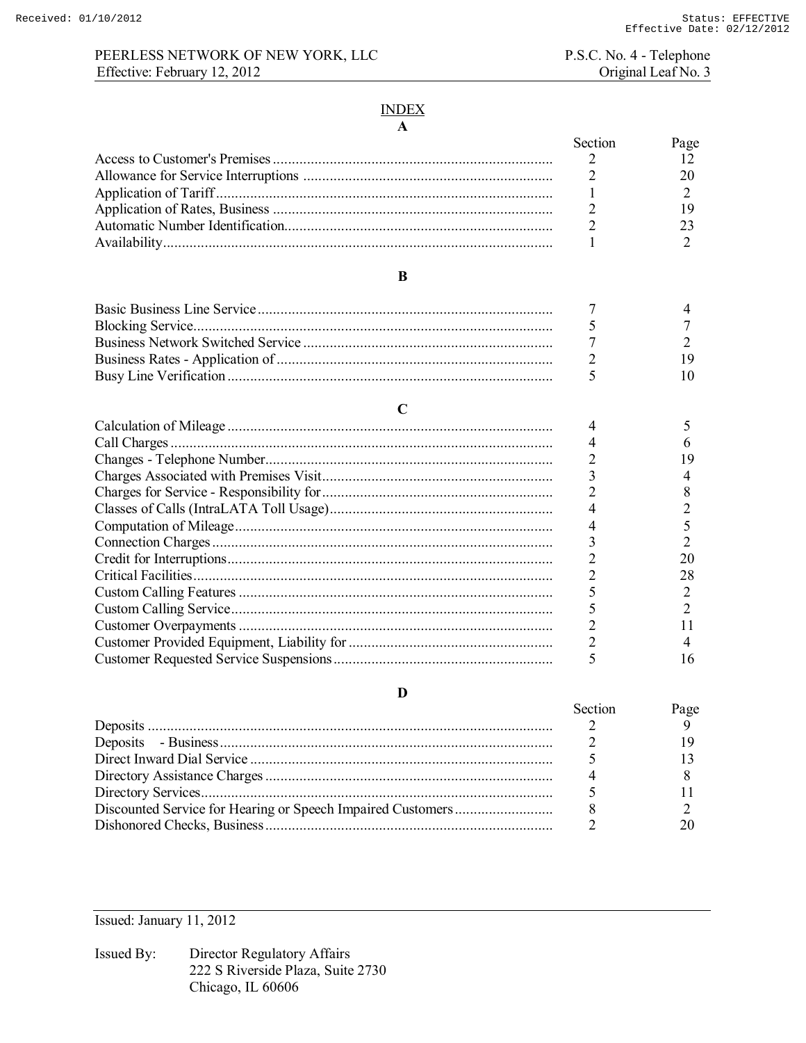# INDEX

## A

| | Section | Page |
|---|---|---|
| Access to Customer's Premises | 2 | 12 |
| Allowance for Service Interruptions | 2 | 20 |
| Application of Tariff | 1 | 2 |
| Application of Rates, Business | 2 | 19 |
| Automatic Number Identification | 2 | 23 |
| Availability | 1 | 2 |

## B

| | Section | Page |
|---|---|---|
| Basic Business Line Service | 7 | 4 |
| Blocking Service | 5 | 7 |
| Business Network Switched Service | 7 | 2 |
| Business Rates - Application of | 2 | 19 |
| Busy Line Verification | 5 | 10 |

## C

| | Section | Page |
|---|---|---|
| Calculation of Mileage | 4 | 5 |
| Call Charges | 4 | 6 |
| Changes - Telephone Number | 2 | 19 |
| Charges Associated with Premises Visit | 3 | 4 |
| Charges for Service - Responsibility for | 2 | 8 |
| Classes of Calls (IntraLATA Toll Usage) | 4 | 2 |
| Computation of Mileage | 4 | 5 |
| Connection Charges | 3 | 2 |
| Credit for Interruptions | 2 | 20 |
| Critical Facilities | 2 | 28 |
| Custom Calling Features | 5 | 2 |
| Custom Calling Service | 5 | 2 |
| Customer Overpayments | 2 | 11 |
| Customer Provided Equipment, Liability for | 2 | 4 |
| Customer Requested Service Suspensions | 5 | 16 |

## D

| | Section | Page |
|---|---|---|
| Deposits | 2 | 9 |
| Deposits - Business | 2 | 19 |
| Direct Inward Dial Service | 5 | 13 |
| Directory Assistance Charges | 4 | 8 |
| Directory Services | 5 | 11 |
| Discounted Service for Hearing or Speech Impaired Customers | 8 | 2 |
| Dishonored Checks, Business | 2 | 20 |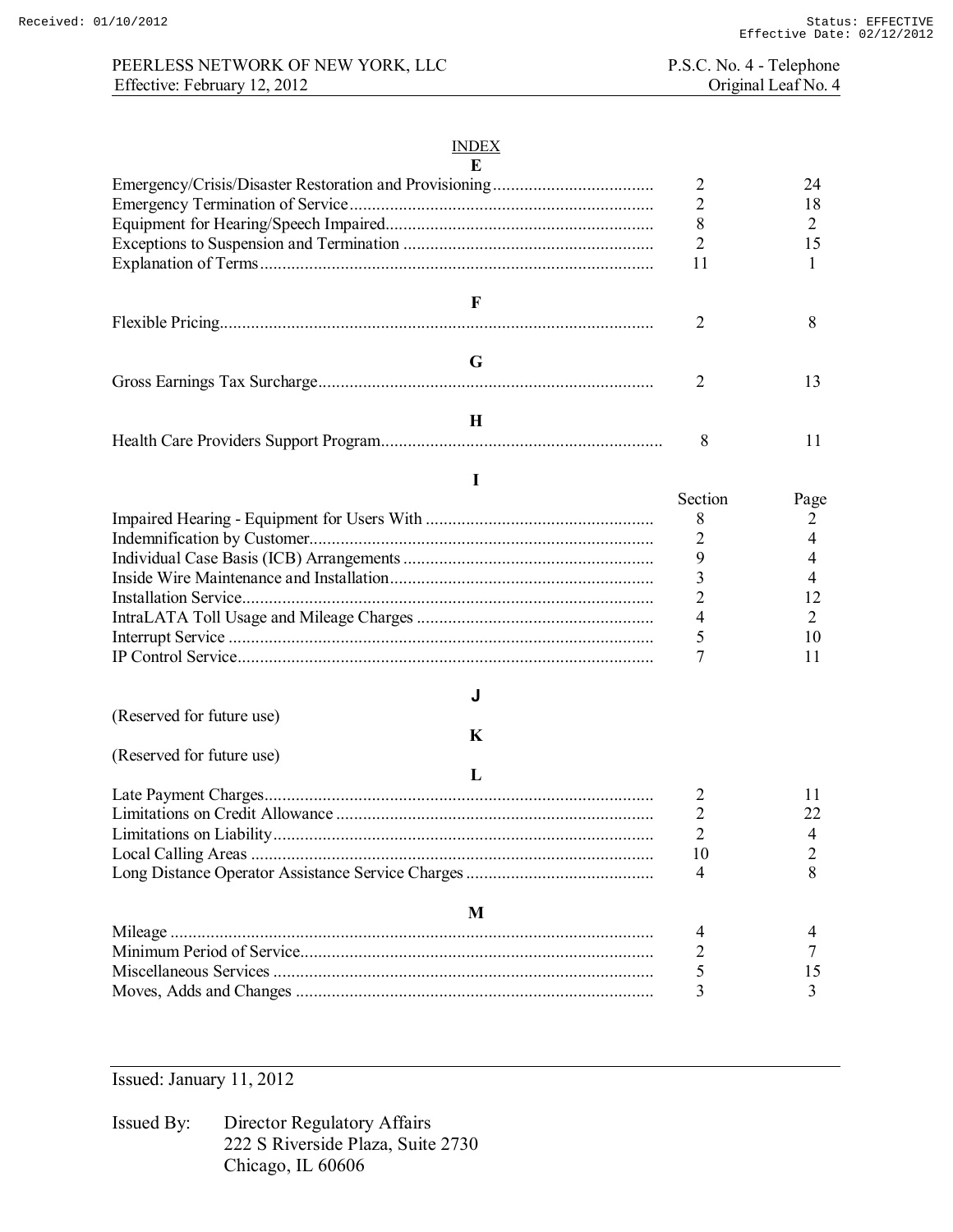# INDEX

## E

| | Section | Page |
|---|---|---|
| Emergency/Crisis/Disaster Restoration and Provisioning | 2 | 24 |
| Emergency Termination of Service | 2 | 18 |
| Equipment for Hearing/Speech Impaired | 8 | 2 |
| Exceptions to Suspension and Termination | 2 | 15 |
| Explanation of Terms | 11 | 1 |

## F

| | Section | Page |
|---|---|---|
| Flexible Pricing | 2 | 8 |

## G

| | Section | Page |
|---|---|---|
| Gross Earnings Tax Surcharge | 2 | 13 |

## H

| | Section | Page |
|---|---|---|
| Health Care Providers Support Program | 8 | 11 |

## I

| | Section | Page |
|---|---|---|
| Impaired Hearing - Equipment for Users With | 8 | 2 |
| Indemnification by Customer | 2 | 4 |
| Individual Case Basis (ICB) Arrangements | 9 | 4 |
| Inside Wire Maintenance and Installation | 3 | 4 |
| Installation Service | 2 | 12 |
| IntraLATA Toll Usage and Mileage Charges | 4 | 2 |
| Interrupt Service | 5 | 10 |
| IP Control Service | 7 | 11 |

## J

(Reserved for future use)

## K

(Reserved for future use)

## L

| | Section | Page |
|---|---|---|
| Late Payment Charges | 2 | 11 |
| Limitations on Credit Allowance | 2 | 22 |
| Limitations on Liability | 2 | 4 |
| Local Calling Areas | 10 | 2 |
| Long Distance Operator Assistance Service Charges | 4 | 8 |

## M

| | Section | Page |
|---|---|---|
| Mileage | 4 | 4 |
| Minimum Period of Service | 2 | 7 |
| Miscellaneous Services | 5 | 15 |
| Moves, Adds and Changes | 3 | 3 |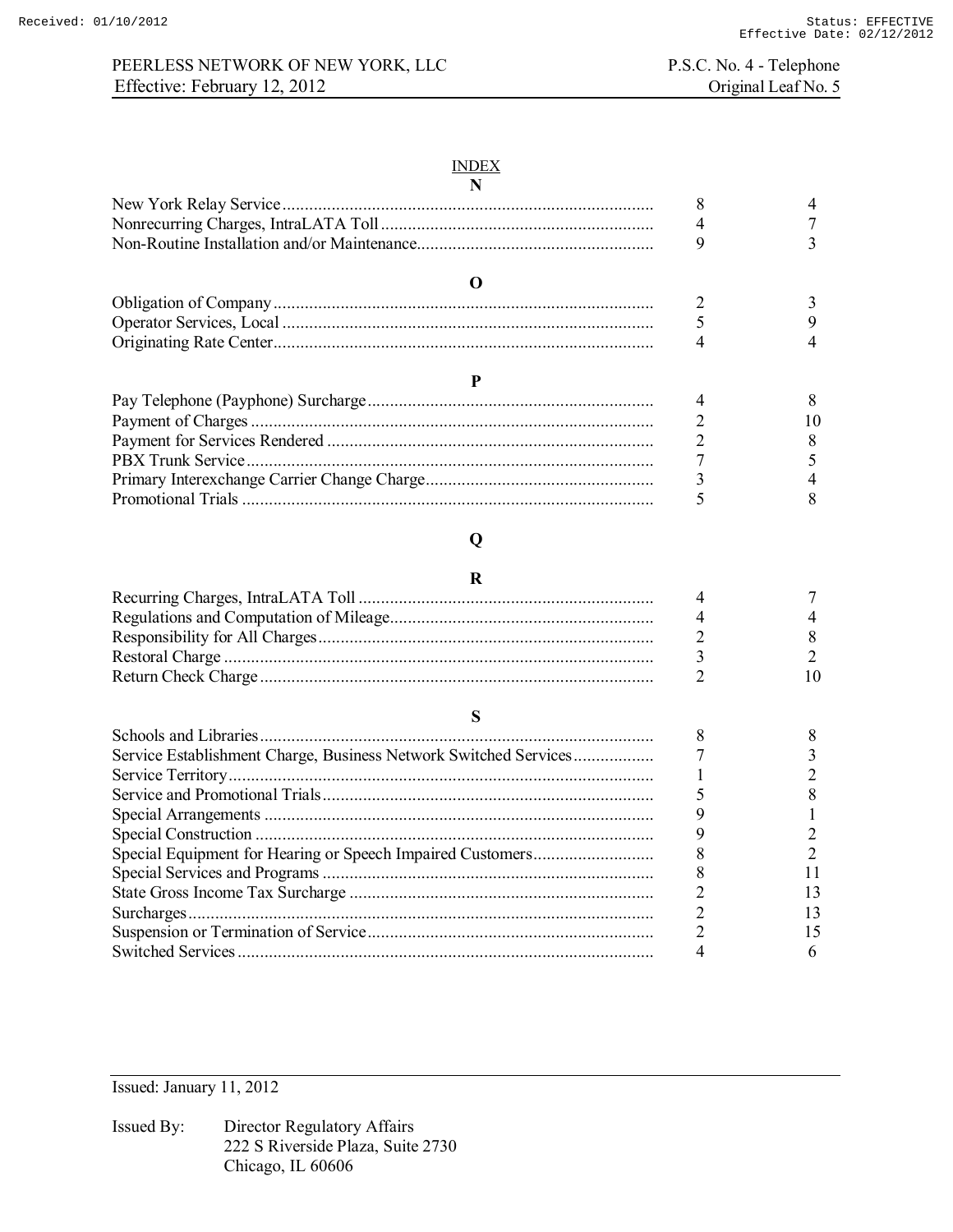## INDEX

### N

| | | |
|---|---|---|
| New York Relay Service | 8 | 4 |
| Nonrecurring Charges, IntraLATA Toll | 4 | 7 |
| Non-Routine Installation and/or Maintenance | 9 | 3 |

### O

| | | |
|---|---|---|
| Obligation of Company | 2 | 3 |
| Operator Services, Local | 5 | 9 |
| Originating Rate Center | 4 | 4 |

### P

| | | |
|---|---|---|
| Pay Telephone (Payphone) Surcharge | 4 | 8 |
| Payment of Charges | 2 | 10 |
| Payment for Services Rendered | 2 | 8 |
| PBX Trunk Service | 7 | 5 |
| Primary Interexchange Carrier Change Charge | 3 | 4 |
| Promotional Trials | 5 | 8 |

### Q

### R

| | | |
|---|---|---|
| Recurring Charges, IntraLATA Toll | 4 | 7 |
| Regulations and Computation of Mileage | 4 | 4 |
| Responsibility for All Charges | 2 | 8 |
| Restoral Charge | 3 | 2 |
| Return Check Charge | 2 | 10 |

### S

| | | |
|---|---|---|
| Schools and Libraries | 8 | 8 |
| Service Establishment Charge, Business Network Switched Services | 7 | 3 |
| Service Territory | 1 | 2 |
| Service and Promotional Trials | 5 | 8 |
| Special Arrangements | 9 | 1 |
| Special Construction | 9 | 2 |
| Special Equipment for Hearing or Speech Impaired Customers | 8 | 2 |
| Special Services and Programs | 8 | 11 |
| State Gross Income Tax Surcharge | 2 | 13 |
| Surcharges | 2 | 13 |
| Suspension or Termination of Service | 2 | 15 |
| Switched Services | 4 | 6 |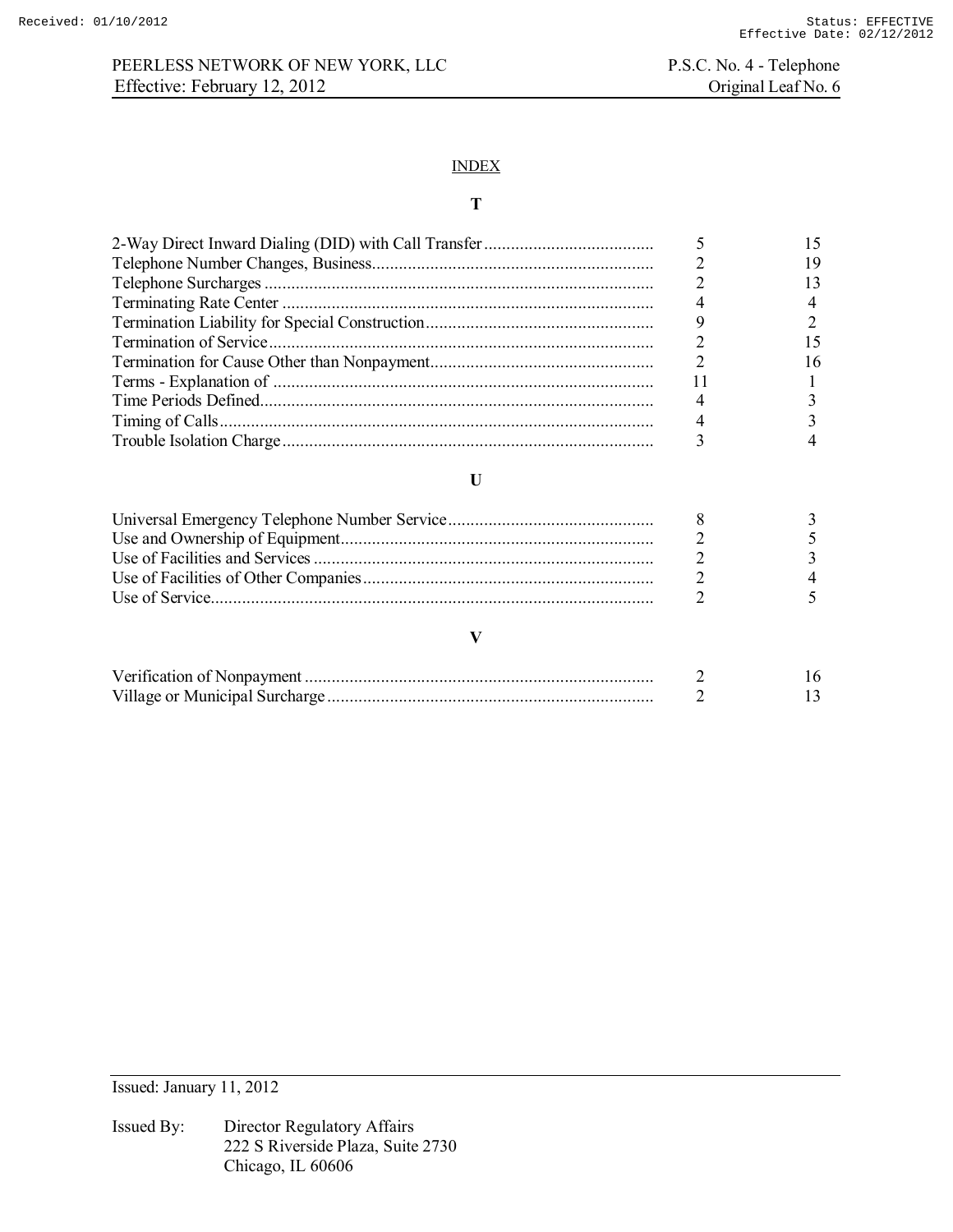## INDEX

### T

| | | |
|---|---|---|
| 2-Way Direct Inward Dialing (DID) with Call Transfer | 5 | 15 |
| Telephone Number Changes, Business | 2 | 19 |
| Telephone Surcharges | 2 | 13 |
| Terminating Rate Center | 4 | 4 |
| Termination Liability for Special Construction | 9 | 2 |
| Termination of Service | 2 | 15 |
| Termination for Cause Other than Nonpayment | 2 | 16 |
| Terms - Explanation of | 11 | 1 |
| Time Periods Defined | 4 | 3 |
| Timing of Calls | 4 | 3 |
| Trouble Isolation Charge | 3 | 4 |

### U

| | | |
|---|---|---|
| Universal Emergency Telephone Number Service | 8 | 3 |
| Use and Ownership of Equipment | 2 | 5 |
| Use of Facilities and Services | 2 | 3 |
| Use of Facilities of Other Companies | 2 | 4 |
| Use of Service | 2 | 5 |

### V

| | | |
|---|---|---|
| Verification of Nonpayment | 2 | 16 |
| Village or Municipal Surcharge | 2 | 13 |

Issued: January 11, 2012

Issued By: Director Regulatory Affairs
222 S Riverside Plaza, Suite 2730
Chicago, IL 60606